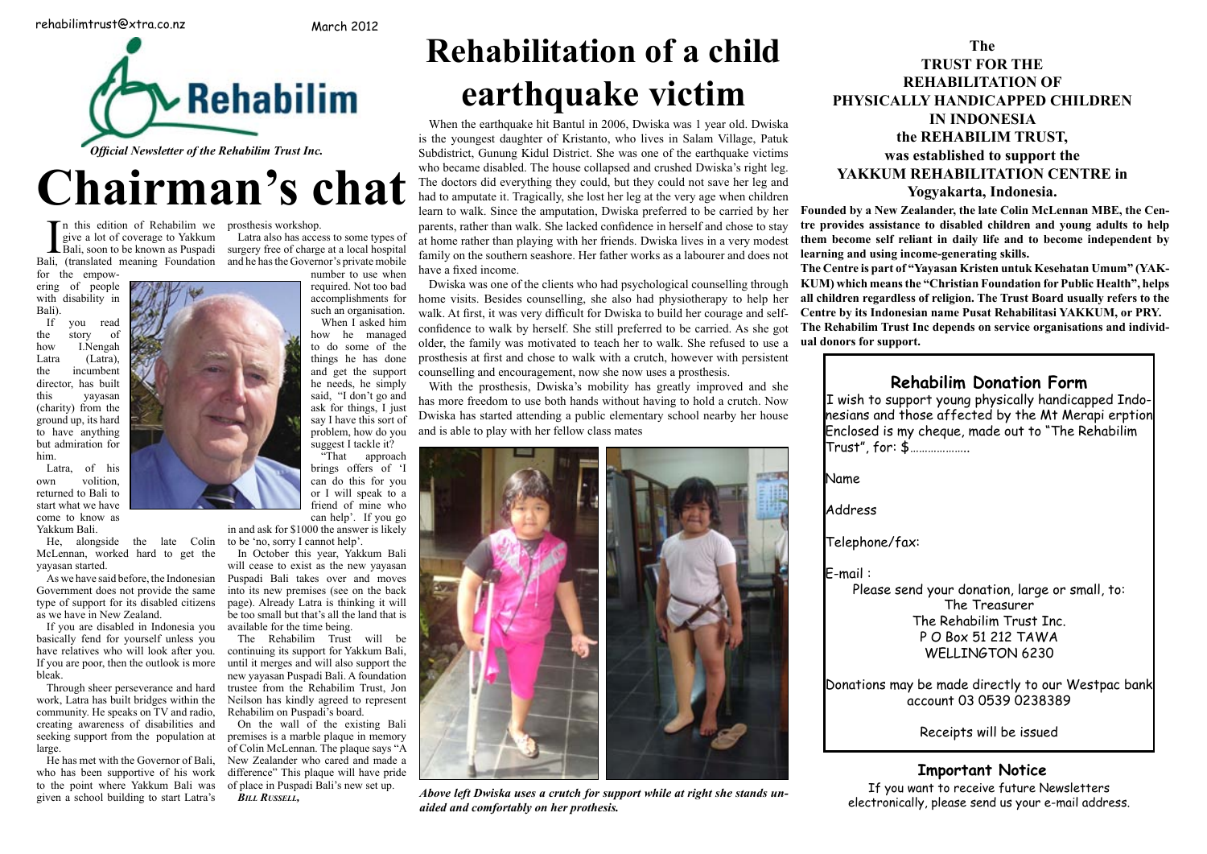rehabilimtrust@xtra.co.nz

March 2012

# Rehabilim

*Official Newsletter of the Rehabilim Trust Inc.*

# Chairman's chat

In this edition of Rehabilim we give a lot of coverage to Yakkum Bali, soon to be known as Puspadi Bali, (translated meaning Foundation for the empowering of people with disability in Bali).

If you read the story of how I.Nengah Latra (Latra), the incumbent director, has built this yayasan (charity) from the ground up, its hard to have anything but admiration for him.

Latra, of his own volition, returned to Bali to start what we have come to know as Yakkum Bali.

He, alongside the late Colin McLennan, worked hard to get the yayasan started.

As we have said before, the Indonesian Government does not provide the same type of support for its disabled citizens as we have in New Zealand.

If you are disabled in Indonesia you basically fend for yourself unless you have relatives who will look after you. If you are poor, then the outlook is more bleak.

Through sheer perseverance and hard work, Latra has built bridges within the community. He speaks on TV and radio, creating awareness of disabilities and seeking support from the population at large.

He has met with the Governor of Bali, who has been supportive of his work to the point where Yakkum Bali was given a school building to start Latra's prosthesis workshop.

Latra also has access to some types of surgery free of charge at a local hospital and he has the Governor's private mobile number to use when required. Not too bad accomplishments for such an organisation.

When I asked him how he managed to do some of the things he has done and get the support he needs, he simply said, "I don't go and ask for things, I just say I have this sort of problem, how do you suggest I tackle it?

"That approach brings offers of 'I can do this for you or I will speak to a friend of mine who can help'. If you go in and ask for $1000 the answer is likely to be 'no, sorry I cannot help'.

In October this year, Yakkum Bali will cease to exist as the new yayasan Puspadi Bali takes over and moves into its new premises (see on the back page). Already Latra is thinking it will be too small but that's all the land that is available for the time being.

The Rehabilim Trust will be continuing its support for Yakkum Bali, until it merges and will also support the new yayasan Puspadi Bali. A foundation trustee from the Rehabilim Trust, Jon Neilson has kindly agreed to represent Rehabilim on Puspadi's board.

On the wall of the existing Bali premises is a marble plaque in memory of Colin McLennan. The plaque says "A New Zealander who cared and made a difference" This plaque will have pride of place in Puspadi Bali's new set up.

*Bill Russell,*

# Rehabilitation of a child earthquake victim

When the earthquake hit Bantul in 2006, Dwiska was 1 year old. Dwiska is the youngest daughter of Kristanto, who lives in Salam Village, Patuk Subdistrict, Gunung Kidul District. She was one of the earthquake victims who became disabled. The house collapsed and crushed Dwiska's right leg. The doctors did everything they could, but they could not save her leg and had to amputate it. Tragically, she lost her leg at the very age when children learn to walk. Since the amputation, Dwiska preferred to be carried by her parents, rather than walk. She lacked confidence in herself and chose to stay at home rather than playing with her friends. Dwiska lives in a very modest family on the southern seashore. Her father works as a labourer and does not have a fixed income.

Dwiska was one of the clients who had psychological counselling through home visits. Besides counselling, she also had physiotherapy to help her walk. At first, it was very difficult for Dwiska to build her courage and self-confidence to walk by herself. She still preferred to be carried. As she got older, the family was motivated to teach her to walk. She refused to use a prosthesis at first and chose to walk with a crutch, however with persistent counselling and encouragement, now she now uses a prosthesis.

With the prosthesis, Dwiska's mobility has greatly improved and she has more freedom to use both hands without having to hold a crutch. Now Dwiska has started attending a public elementary school nearby her house and is able to play with her fellow class mates

***Above left Dwiska uses a crutch for support while at right she stands unaided and comfortably on her prothesis.***

## The TRUST FOR THE REHABILITATION OF PHYSICALLY HANDICAPPED CHILDREN IN INDONESIA the REHABILIM TRUST, was established to support the YAKKUM REHABILITATION CENTRE in Yogyakarta, Indonesia.

**Founded by a New Zealander, the late Colin McLennan MBE, the Centre provides assistance to disabled children and young adults to help them become self reliant in daily life and to become independent by learning and using income-generating skills.**

**The Centre is part of "Yayasan Kristen untuk Kesehatan Umum" (YAKKUM) which means the "Christian Foundation for Public Health", helps all children regardless of religion. The Trust Board usually refers to the Centre by its Indonesian name Pusat Rehabilitasi YAKKUM, or PRY.**

**The Rehabilim Trust Inc depends on service organisations and individual donors for support.**

### Rehabilim Donation Form

I wish to support young physically handicapped Indonesians and those affected by the Mt Merapi erption Enclosed is my cheque, made out to "The Rehabilim Trust", for: $..................

Name

Address

Telephone/fax:

E-mail :

Please send your donation, large or small, to:
The Treasurer
The Rehabilim Trust Inc.
P O Box 51 212 TAWA
WELLINGTON 6230

Donations may be made directly to our Westpac bank account 03 0539 0238389

Receipts will be issued

### Important Notice

If you want to receive future Newsletters electronically, please send us your e-mail address.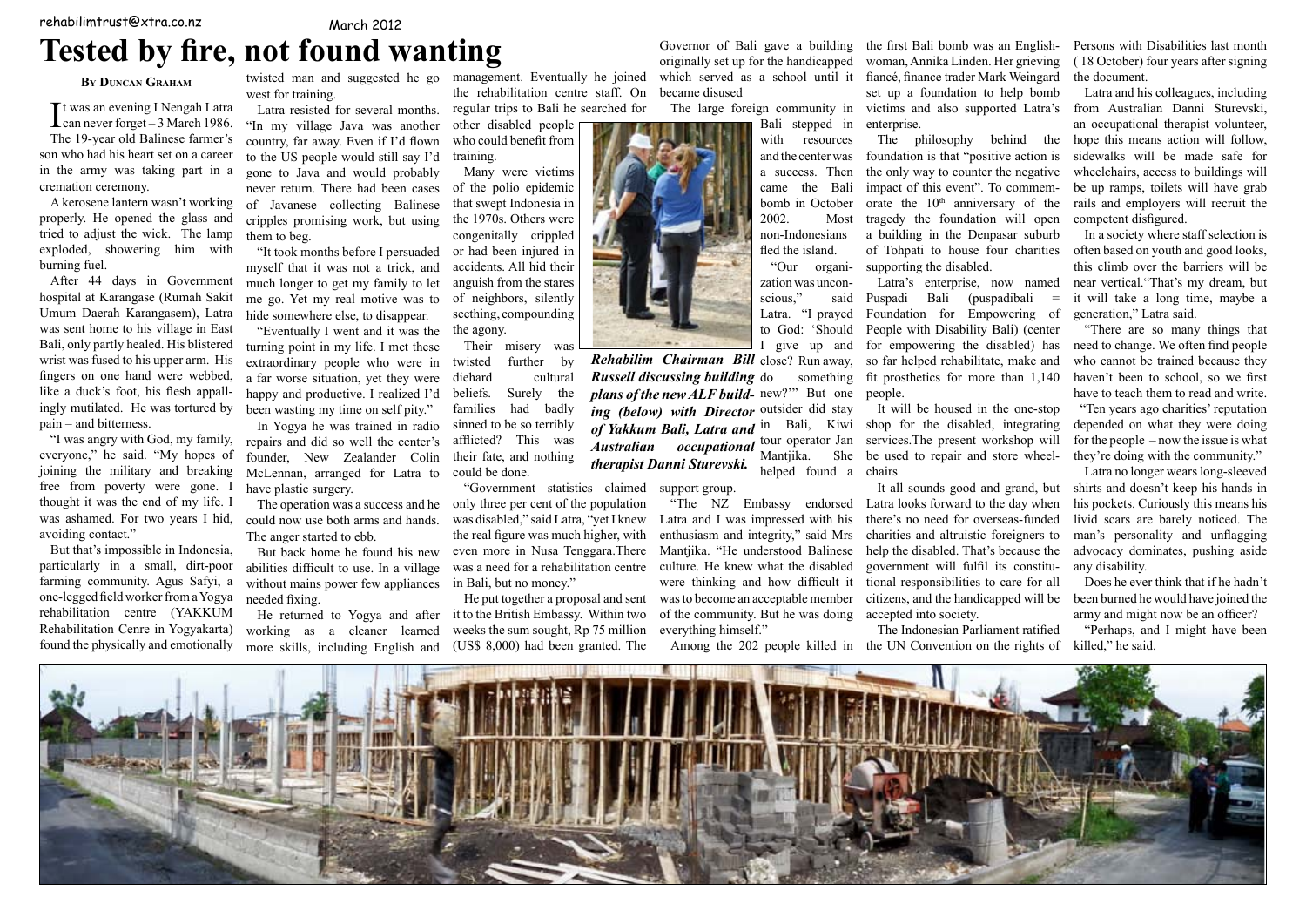# Tested by fire, not found wanting

**By Duncan Graham**

It was an evening I Nengah Latra can never forget – 3 March 1986. The 19-year old Balinese farmer's son who had his heart set on a career in the army was taking part in a cremation ceremony.

A kerosene lantern wasn't working properly. He opened the glass and tried to adjust the wick. The lamp exploded, showering him with burning fuel.

After 44 days in Government hospital at Karangase (Rumah Sakit Umum Daerah Karangasem), Latra was sent home to his village in East Bali, only partly healed. His blistered wrist was fused to his upper arm. His fingers on one hand were webbed, like a duck's foot, his flesh appallingly mutilated. He was tortured by pain – and bitterness.

"I was angry with God, my family, everyone," he said. "My hopes of joining the military and breaking free from poverty were gone. I thought it was the end of my life. I was ashamed. For two years I hid, avoiding contact."

But that's impossible in Indonesia, particularly in a small, dirt-poor farming community. Agus Safyi, a one-legged field worker from a Yogya rehabilitation centre (YAKKUM Rehabilitation Cenre in Yogyakarta) found the physically and emotionally twisted man and suggested he go west for training.

Latra resisted for several months. "In my village Java was another country, far away. Even if I'd flown to the US people would still say I'd gone to Java and would probably never return. There had been cases of Javanese collecting Balinese cripples promising work, but using them to beg.

"It took months before I persuaded myself that it was not a trick, and much longer to get my family to let me go. Yet my real motive was to hide somewhere else, to disappear.

"Eventually I went and it was the turning point in my life. I met these extraordinary people who were in a far worse situation, yet they were happy and productive. I realized I'd been wasting my time on self pity."

In Yogya he was trained in radio repairs and did so well the center's founder, New Zealander Colin McLennan, arranged for Latra to have plastic surgery.

The operation was a success and he could now use both arms and hands. The anger started to ebb.

But back home he found his new abilities difficult to use. In a village without mains power few appliances needed fixing.

He returned to Yogya and after working as a cleaner learned more skills, including English and management. Eventually he joined the rehabilitation centre staff. On regular trips to Bali he searched for other disabled people who could benefit from training.

Many were victims of the polio epidemic that swept Indonesia in the 1970s. Others were congenitally crippled or had been injured in accidents. All hid their anguish from the stares of neighbors, silently seething, compounding the agony.

Their misery was twisted further by diehard cultural beliefs. Surely the families had badly sinned to be so terribly afflicted? This was their fate, and nothing could be done.

"Government statistics claimed only three per cent of the population was disabled," said Latra, "yet I knew the real figure was much higher, with even more in Nusa Tenggara.There was a need for a rehabilitation centre in Bali, but no money."

He put together a proposal and sent it to the British Embassy. Within two weeks the sum sought, Rp 75 million (US$ 8,000) had been granted. The Governor of Bali gave a building originally set up for the handicapped which served as a school until it became disused

***Rehabilim Chairman Bill Russell discussing building plans of the new ALF building (below) with Director of Yakkum Bali, Latra and Australian occupational therapist Danni Sturevski.***

The large foreign community in Bali stepped in with resources and the center was a success. Then came the Bali bomb in October 2002. Most non-Indonesians fled the island.

"Our organization was unconscious," said Latra. "I prayed to God: 'Should I give up and close? Run away, do something new?'" But one outsider did stay in Bali, Kiwi tour operator Jan Mantjika. She helped found a support group.

"The NZ Embassy endorsed Latra and I was impressed with his enthusiasm and integrity," said Mrs Mantjika. "He understood Balinese culture. He knew what the disabled were thinking and how difficult it was to become an acceptable member of the community. But he was doing everything himself."

Among the 202 people killed in the first Bali bomb was an Englishwoman, Annika Linden. Her grieving fiancé, finance trader Mark Weingard set up a foundation to help bomb victims and also supported Latra's enterprise.

The philosophy behind the foundation is that "positive action is the only way to counter the negative impact of this event". To commemorate the 10th anniversary of the tragedy the foundation will open a building in the Denpasar suburb of Tohpati to house four charities supporting the disabled.

Latra's enterprise, now named Puspadi Bali (puspadibali = Foundation for Empowering of People with Disability Bali) (center for empowering the disabled) has so far helped rehabilitate, make and fit prosthetics for more than 1,140 people.

It will be housed in the one-stop shop for the disabled, integrating services.The present workshop will be used to repair and store wheelchairs

It all sounds good and grand, but Latra looks forward to the day when there's no need for overseas-funded charities and altruistic foreigners to help the disabled. That's because the government will fulfil its constitutional responsibilities to care for all citizens, and the handicapped will be accepted into society.

The Indonesian Parliament ratified the UN Convention on the rights of Persons with Disabilities last month ( 18 October) four years after signing the document.

Latra and his colleagues, including from Australian Danni Sturevski, an occupational therapist volunteer, hope this means action will follow, sidewalks will be made safe for wheelchairs, access to buildings will be up ramps, toilets will have grab rails and employers will recruit the competent disfigured.

In a society where staff selection is often based on youth and good looks, this climb over the barriers will be near vertical."That's my dream, but it will take a long time, maybe a generation," Latra said.

"There are so many things that need to change. We often find people who cannot be trained because they haven't been to school, so we first have to teach them to read and write.

"Ten years ago charities' reputation depended on what they were doing for the people – now the issue is what they're doing with the community."

Latra no longer wears long-sleeved shirts and doesn't keep his hands in his pockets. Curiously this means his livid scars are barely noticed. The man's personality and unflagging advocacy dominates, pushing aside any disability.

Does he ever think that if he hadn't been burned he would have joined the army and might now be an officer?

"Perhaps, and I might have been killed," he said.